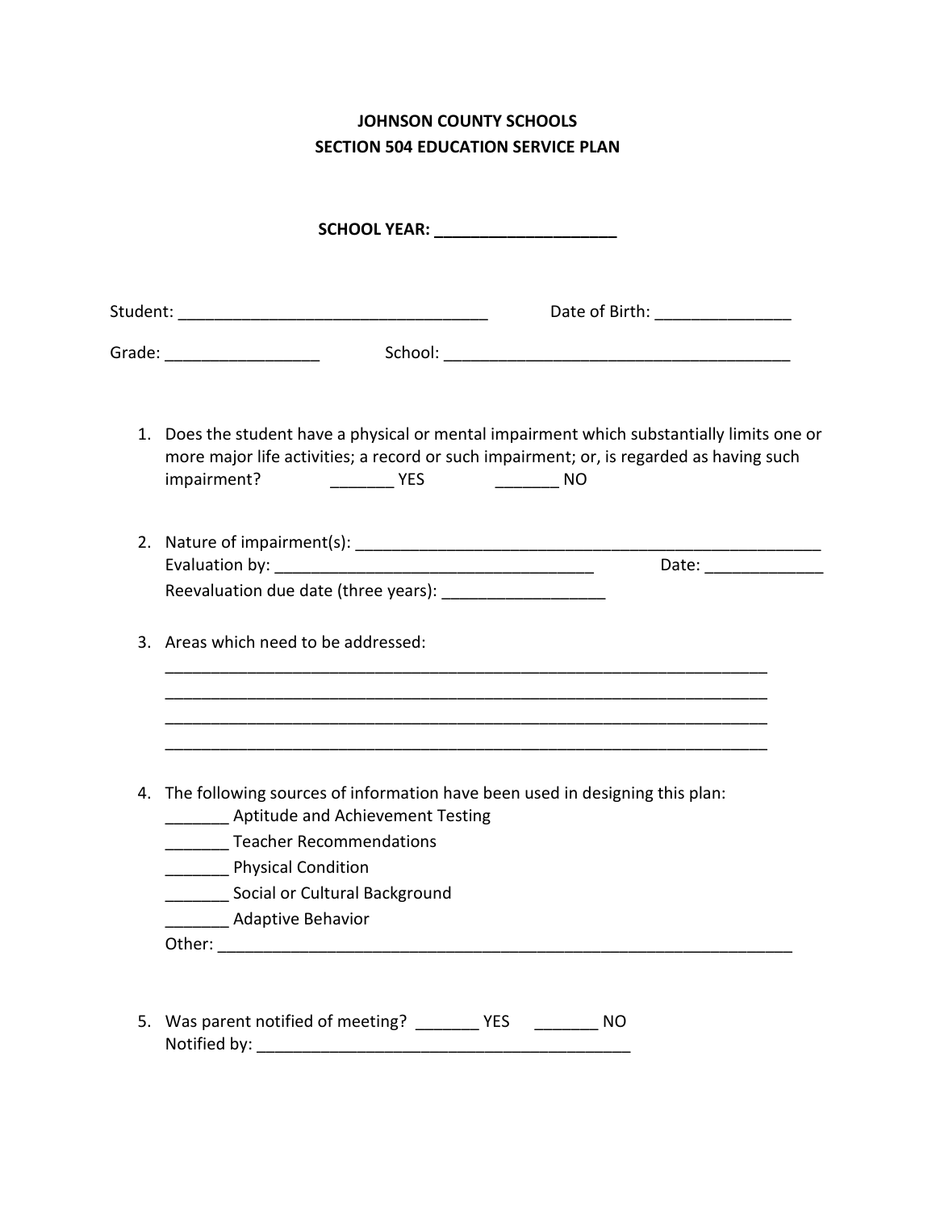**JOHNSON COUNTY SCHOOLS**
**SECTION 504 EDUCATION SERVICE PLAN**

**SCHOOL YEAR: ____________________**

Student: ___________________________________ Date of Birth: _______________

Grade: _________________ School: _______________________________________

1. Does the student have a physical or mental impairment which substantially limits one or more major life activities; a record or such impairment; or, is regarded as having such impairment? _______ YES _______ NO

2. Nature of impairment(s): _____________________________________________________
   Evaluation by: ____________________________________ Date: _____________
   Reevaluation due date (three years): __________________

3. Areas which need to be addressed:
   ____________________________________________________________________
   ____________________________________________________________________
   ____________________________________________________________________
   ____________________________________________________________________

4. The following sources of information have been used in designing this plan:
   _______ Aptitude and Achievement Testing
   _______ Teacher Recommendations
   _______ Physical Condition
   _______ Social or Cultural Background
   _______ Adaptive Behavior
   Other: _________________________________________________________________

5. Was parent notified of meeting? _______ YES _______ NO
   Notified by: __________________________________________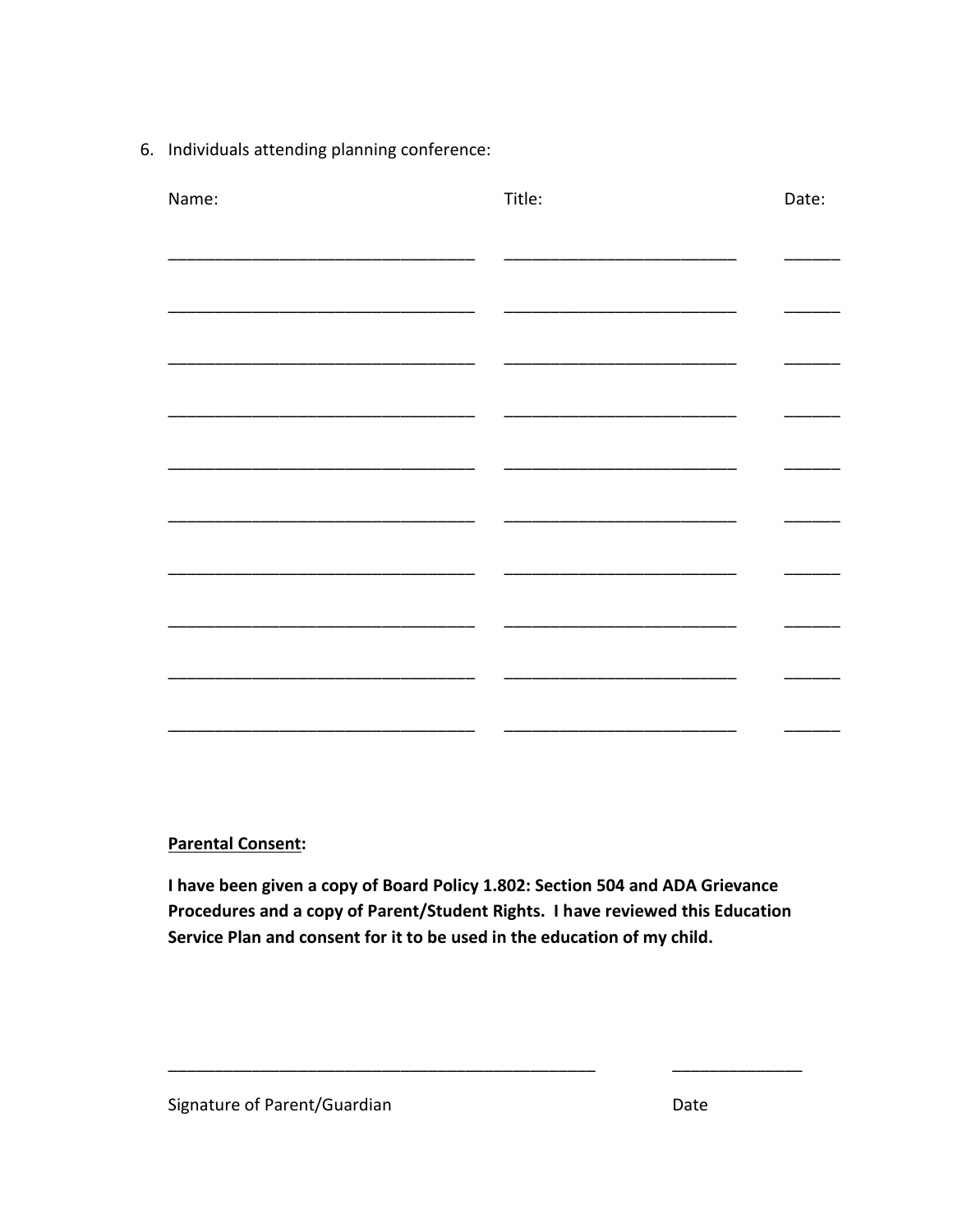6. Individuals attending planning conference:

| Name: | Title: | Date: |
|---|---|---|
| ______________________________ | ______________________ | _____ |
| ______________________________ | ______________________ | _____ |
| ______________________________ | ______________________ | _____ |
| ______________________________ | ______________________ | _____ |
| ______________________________ | ______________________ | _____ |
| ______________________________ | ______________________ | _____ |
| ______________________________ | ______________________ | _____ |
| ______________________________ | ______________________ | _____ |
| ______________________________ | ______________________ | _____ |
| ______________________________ | ______________________ | _____ |

**Parental Consent:**

**I have been given a copy of Board Policy 1.802: Section 504 and ADA Grievance Procedures and a copy of Parent/Student Rights. I have reviewed this Education Service Plan and consent for it to be used in the education of my child.**

_________________________________________ ____________

Signature of Parent/Guardian Date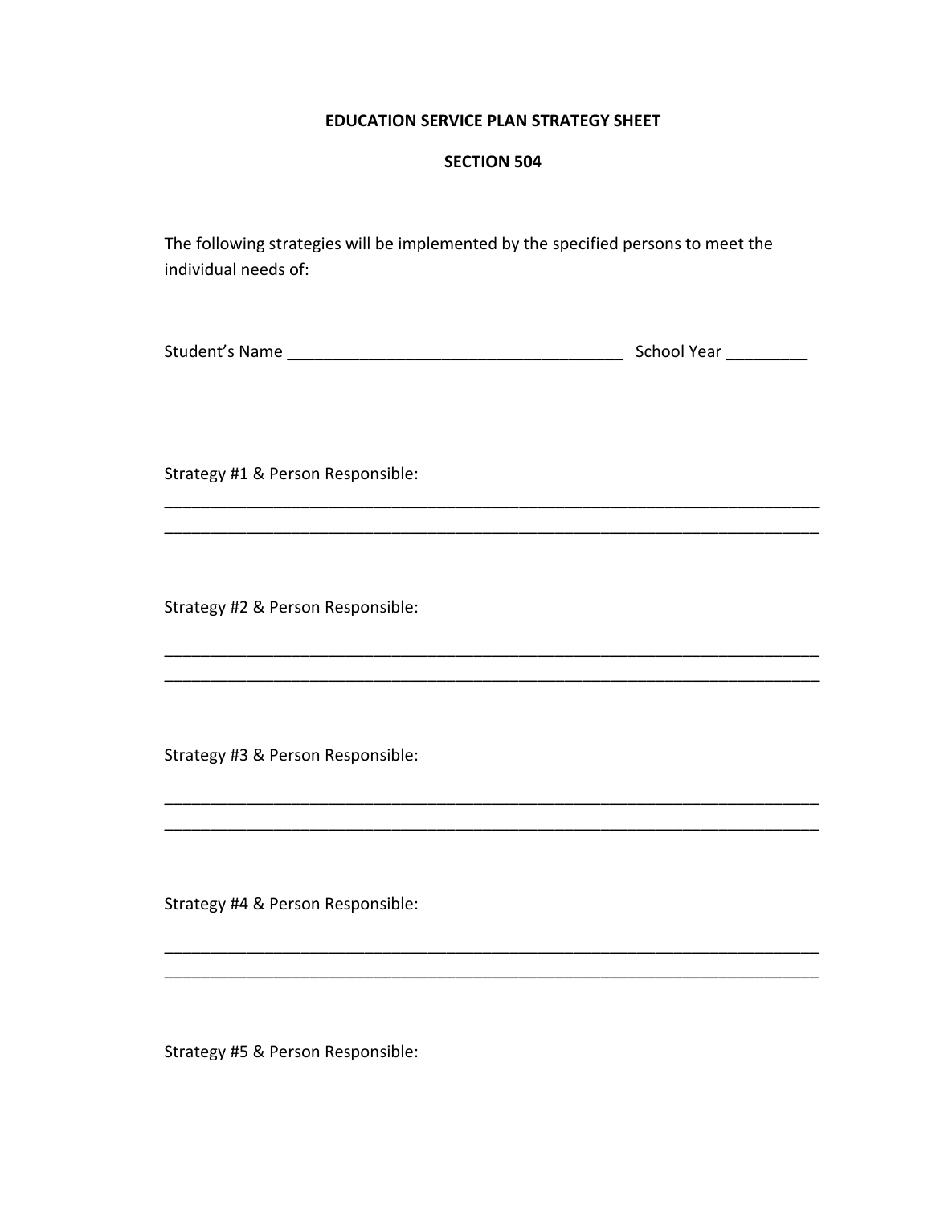**EDUCATION SERVICE PLAN STRATEGY SHEET**

**SECTION 504**

The following strategies will be implemented by the specified persons to meet the individual needs of:

Student's Name _____________________________________ School Year _________

Strategy #1 & Person Responsible:

___________________________________________________________________________
___________________________________________________________________________

Strategy #2 & Person Responsible:

___________________________________________________________________________
___________________________________________________________________________

Strategy #3 & Person Responsible:

___________________________________________________________________________
___________________________________________________________________________

Strategy #4 & Person Responsible:

___________________________________________________________________________
___________________________________________________________________________

Strategy #5 & Person Responsible: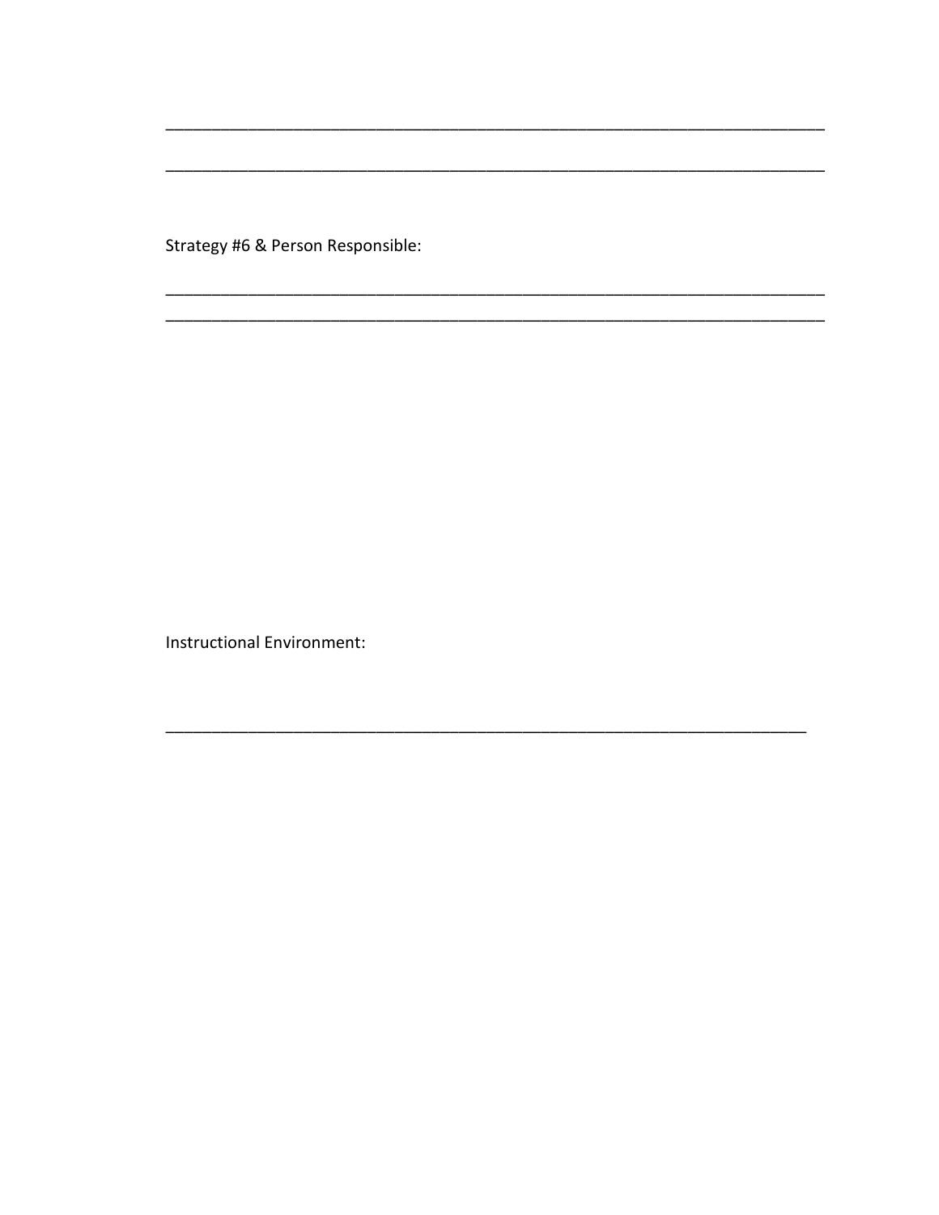\_\_\_\_\_\_\_\_\_\_\_\_\_\_\_\_\_\_\_\_\_\_\_\_\_\_\_\_\_\_\_\_\_\_\_\_\_\_\_\_\_\_\_\_\_\_\_\_\_\_\_\_\_\_\_\_\_\_\_\_\_\_\_\_\_\_\_\_\_\_\_\_

\_\_\_\_\_\_\_\_\_\_\_\_\_\_\_\_\_\_\_\_\_\_\_\_\_\_\_\_\_\_\_\_\_\_\_\_\_\_\_\_\_\_\_\_\_\_\_\_\_\_\_\_\_\_\_\_\_\_\_\_\_\_\_\_\_\_\_\_\_\_\_\_

Strategy #6 & Person Responsible:

\_\_\_\_\_\_\_\_\_\_\_\_\_\_\_\_\_\_\_\_\_\_\_\_\_\_\_\_\_\_\_\_\_\_\_\_\_\_\_\_\_\_\_\_\_\_\_\_\_\_\_\_\_\_\_\_\_\_\_\_\_\_\_\_\_\_\_\_\_\_\_\_

\_\_\_\_\_\_\_\_\_\_\_\_\_\_\_\_\_\_\_\_\_\_\_\_\_\_\_\_\_\_\_\_\_\_\_\_\_\_\_\_\_\_\_\_\_\_\_\_\_\_\_\_\_\_\_\_\_\_\_\_\_\_\_\_\_\_\_\_\_\_\_\_

Instructional Environment:

\_\_\_\_\_\_\_\_\_\_\_\_\_\_\_\_\_\_\_\_\_\_\_\_\_\_\_\_\_\_\_\_\_\_\_\_\_\_\_\_\_\_\_\_\_\_\_\_\_\_\_\_\_\_\_\_\_\_\_\_\_\_\_\_\_\_\_\_\_\_